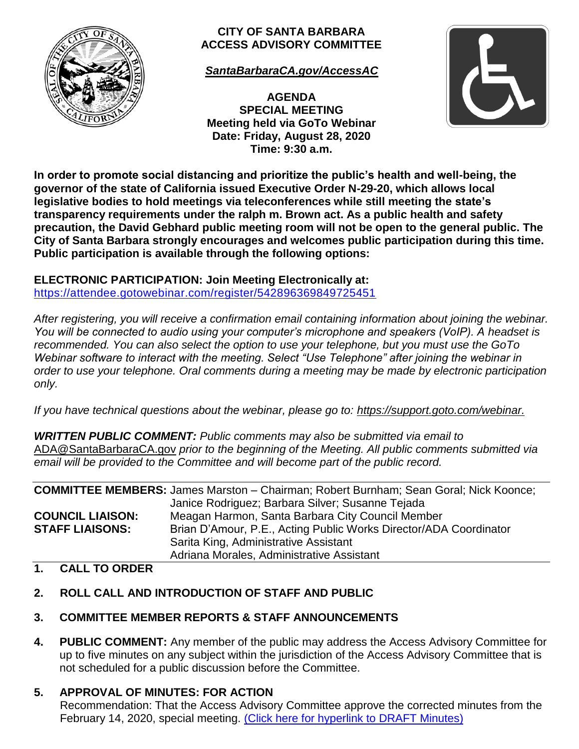# CITY OF SANTA BARBARA
# ACCESS ADVISORY COMMITTEE

***SantaBarbaraCA.gov/AccessAC***

**AGENDA**
**SPECIAL MEETING**
**Meeting held via GoTo Webinar**
**Date: Friday, August 28, 2020**
**Time: 9:30 a.m.**

**In order to promote social distancing and prioritize the public's health and well-being, the governor of the state of California issued Executive Order N-29-20, which allows local legislative bodies to hold meetings via teleconferences while still meeting the state's transparency requirements under the ralph m. Brown act. As a public health and safety precaution, the David Gebhard public meeting room will not be open to the general public. The City of Santa Barbara strongly encourages and welcomes public participation during this time. Public participation is available through the following options:**

**ELECTRONIC PARTICIPATION: Join Meeting Electronically at:**
https://attendee.gotowebinar.com/register/542896369849725451

*After registering, you will receive a confirmation email containing information about joining the webinar. You will be connected to audio using your computer's microphone and speakers (VoIP). A headset is recommended. You can also select the option to use your telephone, but you must use the GoTo Webinar software to interact with the meeting. Select "Use Telephone" after joining the webinar in order to use your telephone. Oral comments during a meeting may be made by electronic participation only.*

*If you have technical questions about the webinar, please go to: https://support.goto.com/webinar.*

***WRITTEN PUBLIC COMMENT:*** *Public comments may also be submitted via email to* ADA@SantaBarbaraCA.gov *prior to the beginning of the Meeting. All public comments submitted via email will be provided to the Committee and will become part of the public record.*

| | |
|---|---|
| **COMMITTEE MEMBERS:** | James Marston – Chairman; Robert Burnham; Sean Goral; Nick Koonce; Janice Rodriguez; Barbara Silver; Susanne Tejada |
| **COUNCIL LIAISON:** | Meagan Harmon, Santa Barbara City Council Member |
| **STAFF LIAISONS:** | Brian D'Amour, P.E., Acting Public Works Director/ADA Coordinator<br>Sarita King, Administrative Assistant<br>Adriana Morales, Administrative Assistant |

**1. CALL TO ORDER**

**2. ROLL CALL AND INTRODUCTION OF STAFF AND PUBLIC**

**3. COMMITTEE MEMBER REPORTS & STAFF ANNOUNCEMENTS**

**4. PUBLIC COMMENT:** Any member of the public may address the Access Advisory Committee for up to five minutes on any subject within the jurisdiction of the Access Advisory Committee that is not scheduled for a public discussion before the Committee.

**5. APPROVAL OF MINUTES: FOR ACTION**
Recommendation: That the Access Advisory Committee approve the corrected minutes from the February 14, 2020, special meeting. (Click here for hyperlink to DRAFT Minutes)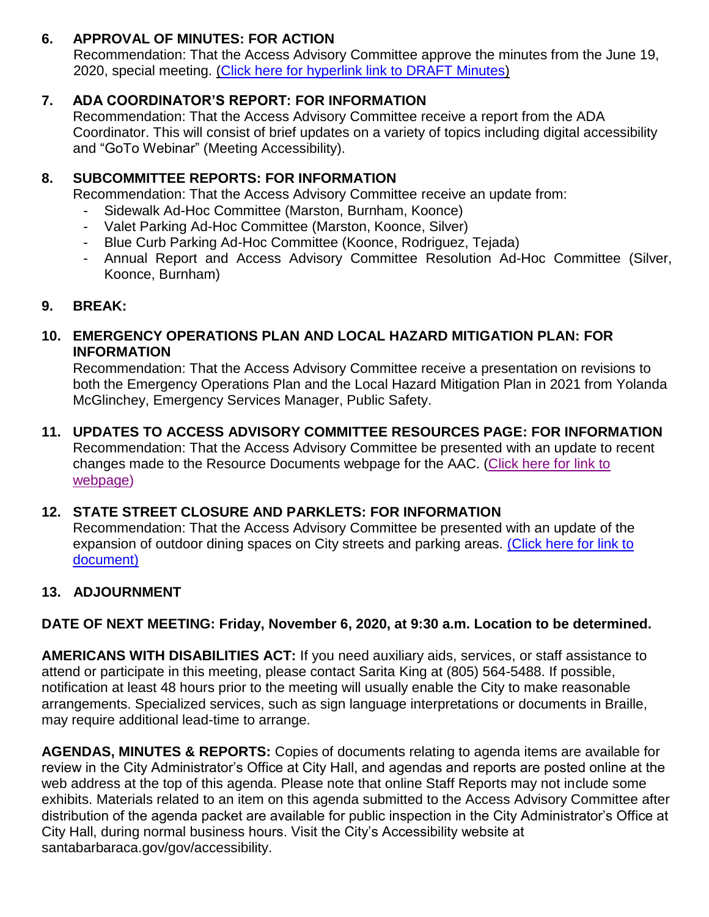**6. APPROVAL OF MINUTES: FOR ACTION**

Recommendation: That the Access Advisory Committee approve the minutes from the June 19, 2020, special meeting. (Click here for hyperlink link to DRAFT Minutes)

**7. ADA COORDINATOR'S REPORT: FOR INFORMATION**

Recommendation: That the Access Advisory Committee receive a report from the ADA Coordinator. This will consist of brief updates on a variety of topics including digital accessibility and "GoTo Webinar" (Meeting Accessibility).

**8. SUBCOMMITTEE REPORTS: FOR INFORMATION**

Recommendation: That the Access Advisory Committee receive an update from:

- Sidewalk Ad-Hoc Committee (Marston, Burnham, Koonce)
- Valet Parking Ad-Hoc Committee (Marston, Koonce, Silver)
- Blue Curb Parking Ad-Hoc Committee (Koonce, Rodriguez, Tejada)
- Annual Report and Access Advisory Committee Resolution Ad-Hoc Committee (Silver, Koonce, Burnham)

**9. BREAK:**

**10. EMERGENCY OPERATIONS PLAN AND LOCAL HAZARD MITIGATION PLAN: FOR INFORMATION**

Recommendation: That the Access Advisory Committee receive a presentation on revisions to both the Emergency Operations Plan and the Local Hazard Mitigation Plan in 2021 from Yolanda McGlinchey, Emergency Services Manager, Public Safety.

**11. UPDATES TO ACCESS ADVISORY COMMITTEE RESOURCES PAGE: FOR INFORMATION**

Recommendation: That the Access Advisory Committee be presented with an update to recent changes made to the Resource Documents webpage for the AAC. (Click here for link to webpage)

**12. STATE STREET CLOSURE AND PARKLETS: FOR INFORMATION**

Recommendation: That the Access Advisory Committee be presented with an update of the expansion of outdoor dining spaces on City streets and parking areas. (Click here for link to document)

**13. ADJOURNMENT**

**DATE OF NEXT MEETING: Friday, November 6, 2020, at 9:30 a.m. Location to be determined.**

**AMERICANS WITH DISABILITIES ACT:** If you need auxiliary aids, services, or staff assistance to attend or participate in this meeting, please contact Sarita King at (805) 564-5488. If possible, notification at least 48 hours prior to the meeting will usually enable the City to make reasonable arrangements. Specialized services, such as sign language interpretations or documents in Braille, may require additional lead-time to arrange.

**AGENDAS, MINUTES & REPORTS:** Copies of documents relating to agenda items are available for review in the City Administrator's Office at City Hall, and agendas and reports are posted online at the web address at the top of this agenda. Please note that online Staff Reports may not include some exhibits. Materials related to an item on this agenda submitted to the Access Advisory Committee after distribution of the agenda packet are available for public inspection in the City Administrator's Office at City Hall, during normal business hours. Visit the City's Accessibility website at santabarbaraca.gov/gov/accessibility.